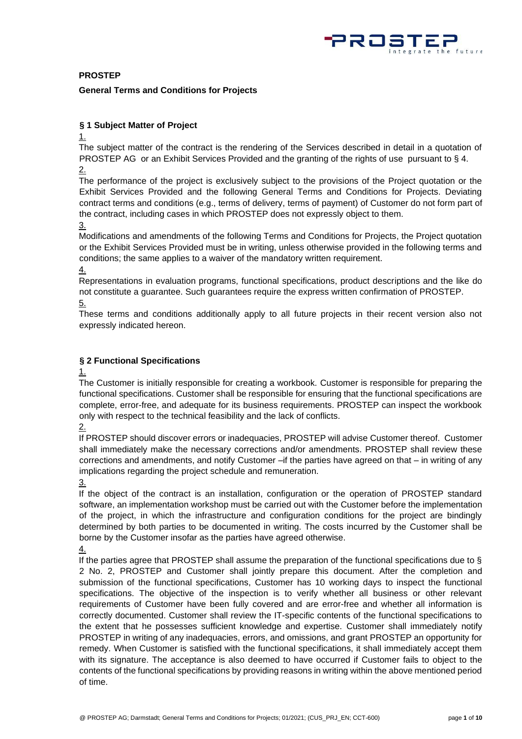**PROSTEP**

**General Terms and Conditions for Projects**

### § 1 Subject Matter of Project

1.

The subject matter of the contract is the rendering of the Services described in detail in a quotation of PROSTEP AG or an Exhibit Services Provided and the granting of the rights of use pursuant to § 4.

2.

The performance of the project is exclusively subject to the provisions of the Project quotation or the Exhibit Services Provided and the following General Terms and Conditions for Projects. Deviating contract terms and conditions (e.g., terms of delivery, terms of payment) of Customer do not form part of the contract, including cases in which PROSTEP does not expressly object to them.

3.

Modifications and amendments of the following Terms and Conditions for Projects, the Project quotation or the Exhibit Services Provided must be in writing, unless otherwise provided in the following terms and conditions; the same applies to a waiver of the mandatory written requirement.

4.

Representations in evaluation programs, functional specifications, product descriptions and the like do not constitute a guarantee. Such guarantees require the express written confirmation of PROSTEP.

5.

These terms and conditions additionally apply to all future projects in their recent version also not expressly indicated hereon.

### § 2 Functional Specifications

1.

The Customer is initially responsible for creating a workbook. Customer is responsible for preparing the functional specifications. Customer shall be responsible for ensuring that the functional specifications are complete, error-free, and adequate for its business requirements. PROSTEP can inspect the workbook only with respect to the technical feasibility and the lack of conflicts.

2.

If PROSTEP should discover errors or inadequacies, PROSTEP will advise Customer thereof. Customer shall immediately make the necessary corrections and/or amendments. PROSTEP shall review these corrections and amendments, and notify Customer –if the parties have agreed on that – in writing of any implications regarding the project schedule and remuneration.

3.

If the object of the contract is an installation, configuration or the operation of PROSTEP standard software, an implementation workshop must be carried out with the Customer before the implementation of the project, in which the infrastructure and configuration conditions for the project are bindingly determined by both parties to be documented in writing. The costs incurred by the Customer shall be borne by the Customer insofar as the parties have agreed otherwise.

4.

If the parties agree that PROSTEP shall assume the preparation of the functional specifications due to § 2 No. 2, PROSTEP and Customer shall jointly prepare this document. After the completion and submission of the functional specifications, Customer has 10 working days to inspect the functional specifications. The objective of the inspection is to verify whether all business or other relevant requirements of Customer have been fully covered and are error-free and whether all information is correctly documented. Customer shall review the IT-specific contents of the functional specifications to the extent that he possesses sufficient knowledge and expertise. Customer shall immediately notify PROSTEP in writing of any inadequacies, errors, and omissions, and grant PROSTEP an opportunity for remedy. When Customer is satisfied with the functional specifications, it shall immediately accept them with its signature. The acceptance is also deemed to have occurred if Customer fails to object to the contents of the functional specifications by providing reasons in writing within the above mentioned period of time.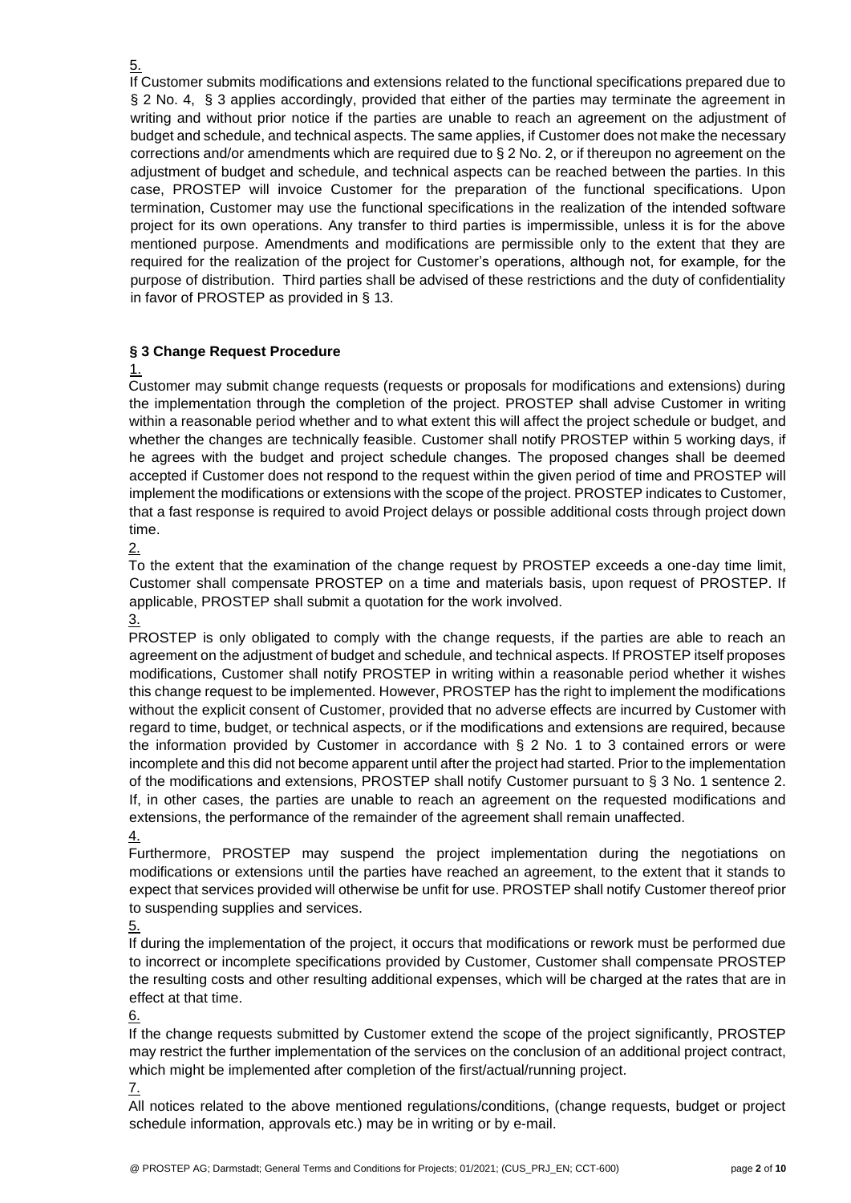5.

If Customer submits modifications and extensions related to the functional specifications prepared due to § 2 No. 4, § 3 applies accordingly, provided that either of the parties may terminate the agreement in writing and without prior notice if the parties are unable to reach an agreement on the adjustment of budget and schedule, and technical aspects. The same applies, if Customer does not make the necessary corrections and/or amendments which are required due to § 2 No. 2, or if thereupon no agreement on the adjustment of budget and schedule, and technical aspects can be reached between the parties. In this case, PROSTEP will invoice Customer for the preparation of the functional specifications. Upon termination, Customer may use the functional specifications in the realization of the intended software project for its own operations. Any transfer to third parties is impermissible, unless it is for the above mentioned purpose. Amendments and modifications are permissible only to the extent that they are required for the realization of the project for Customer's operations, although not, for example, for the purpose of distribution. Third parties shall be advised of these restrictions and the duty of confidentiality in favor of PROSTEP as provided in § 13.

### § 3 Change Request Procedure

1.

Customer may submit change requests (requests or proposals for modifications and extensions) during the implementation through the completion of the project. PROSTEP shall advise Customer in writing within a reasonable period whether and to what extent this will affect the project schedule or budget, and whether the changes are technically feasible. Customer shall notify PROSTEP within 5 working days, if he agrees with the budget and project schedule changes. The proposed changes shall be deemed accepted if Customer does not respond to the request within the given period of time and PROSTEP will implement the modifications or extensions with the scope of the project. PROSTEP indicates to Customer, that a fast response is required to avoid Project delays or possible additional costs through project down time.

2.

To the extent that the examination of the change request by PROSTEP exceeds a one-day time limit, Customer shall compensate PROSTEP on a time and materials basis, upon request of PROSTEP. If applicable, PROSTEP shall submit a quotation for the work involved.

3.

PROSTEP is only obligated to comply with the change requests, if the parties are able to reach an agreement on the adjustment of budget and schedule, and technical aspects. If PROSTEP itself proposes modifications, Customer shall notify PROSTEP in writing within a reasonable period whether it wishes this change request to be implemented. However, PROSTEP has the right to implement the modifications without the explicit consent of Customer, provided that no adverse effects are incurred by Customer with regard to time, budget, or technical aspects, or if the modifications and extensions are required, because the information provided by Customer in accordance with § 2 No. 1 to 3 contained errors or were incomplete and this did not become apparent until after the project had started. Prior to the implementation of the modifications and extensions, PROSTEP shall notify Customer pursuant to § 3 No. 1 sentence 2. If, in other cases, the parties are unable to reach an agreement on the requested modifications and extensions, the performance of the remainder of the agreement shall remain unaffected.

4.

Furthermore, PROSTEP may suspend the project implementation during the negotiations on modifications or extensions until the parties have reached an agreement, to the extent that it stands to expect that services provided will otherwise be unfit for use. PROSTEP shall notify Customer thereof prior to suspending supplies and services.

5.

If during the implementation of the project, it occurs that modifications or rework must be performed due to incorrect or incomplete specifications provided by Customer, Customer shall compensate PROSTEP the resulting costs and other resulting additional expenses, which will be charged at the rates that are in effect at that time.

6.

If the change requests submitted by Customer extend the scope of the project significantly, PROSTEP may restrict the further implementation of the services on the conclusion of an additional project contract, which might be implemented after completion of the first/actual/running project.

7.

All notices related to the above mentioned regulations/conditions, (change requests, budget or project schedule information, approvals etc.) may be in writing or by e-mail.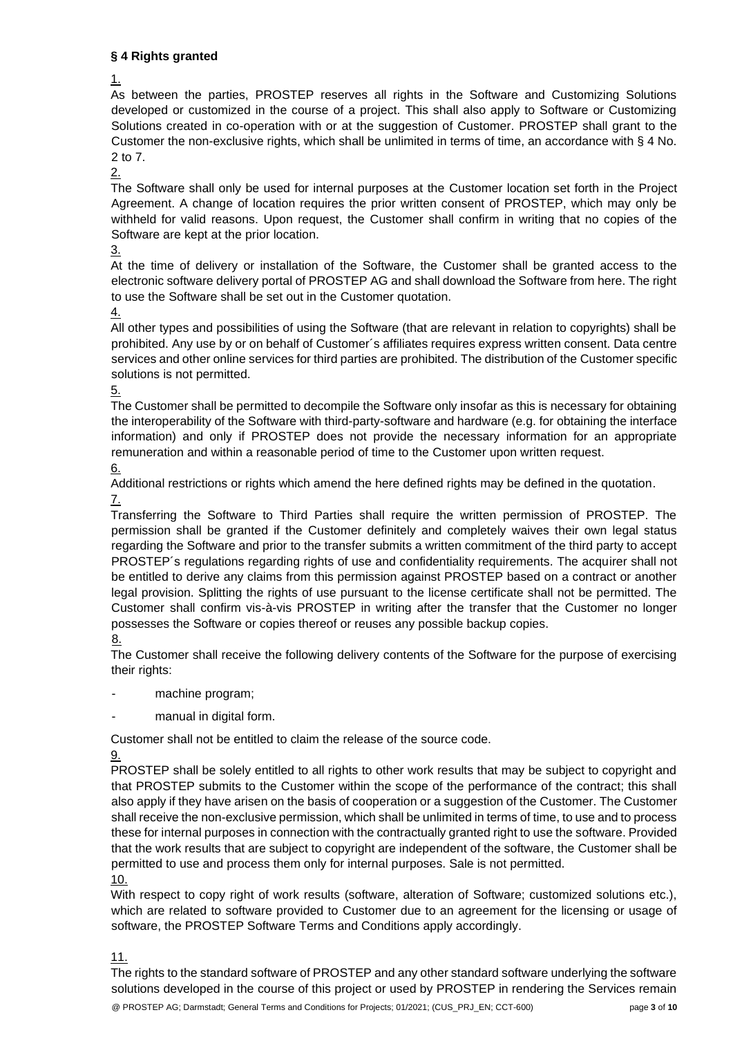**§ 4 Rights granted**

1.

As between the parties, PROSTEP reserves all rights in the Software and Customizing Solutions developed or customized in the course of a project. This shall also apply to Software or Customizing Solutions created in co-operation with or at the suggestion of Customer. PROSTEP shall grant to the Customer the non-exclusive rights, which shall be unlimited in terms of time, an accordance with § 4 No. 2 to 7.

2.

The Software shall only be used for internal purposes at the Customer location set forth in the Project Agreement. A change of location requires the prior written consent of PROSTEP, which may only be withheld for valid reasons. Upon request, the Customer shall confirm in writing that no copies of the Software are kept at the prior location.

3.

At the time of delivery or installation of the Software, the Customer shall be granted access to the electronic software delivery portal of PROSTEP AG and shall download the Software from here. The right to use the Software shall be set out in the Customer quotation.

4.

All other types and possibilities of using the Software (that are relevant in relation to copyrights) shall be prohibited. Any use by or on behalf of Customer´s affiliates requires express written consent. Data centre services and other online services for third parties are prohibited. The distribution of the Customer specific solutions is not permitted.

5.

The Customer shall be permitted to decompile the Software only insofar as this is necessary for obtaining the interoperability of the Software with third-party-software and hardware (e.g. for obtaining the interface information) and only if PROSTEP does not provide the necessary information for an appropriate remuneration and within a reasonable period of time to the Customer upon written request.

6.

Additional restrictions or rights which amend the here defined rights may be defined in the quotation.

7.

Transferring the Software to Third Parties shall require the written permission of PROSTEP. The permission shall be granted if the Customer definitely and completely waives their own legal status regarding the Software and prior to the transfer submits a written commitment of the third party to accept PROSTEP´s regulations regarding rights of use and confidentiality requirements. The acquirer shall not be entitled to derive any claims from this permission against PROSTEP based on a contract or another legal provision. Splitting the rights of use pursuant to the license certificate shall not be permitted. The Customer shall confirm vis-à-vis PROSTEP in writing after the transfer that the Customer no longer possesses the Software or copies thereof or reuses any possible backup copies.

8.

The Customer shall receive the following delivery contents of the Software for the purpose of exercising their rights:

- machine program;
- manual in digital form.

Customer shall not be entitled to claim the release of the source code.

9.

PROSTEP shall be solely entitled to all rights to other work results that may be subject to copyright and that PROSTEP submits to the Customer within the scope of the performance of the contract; this shall also apply if they have arisen on the basis of cooperation or a suggestion of the Customer. The Customer shall receive the non-exclusive permission, which shall be unlimited in terms of time, to use and to process these for internal purposes in connection with the contractually granted right to use the software. Provided that the work results that are subject to copyright are independent of the software, the Customer shall be permitted to use and process them only for internal purposes. Sale is not permitted.

10.

With respect to copy right of work results (software, alteration of Software; customized solutions etc.), which are related to software provided to Customer due to an agreement for the licensing or usage of software, the PROSTEP Software Terms and Conditions apply accordingly.

11.

The rights to the standard software of PROSTEP and any other standard software underlying the software solutions developed in the course of this project or used by PROSTEP in rendering the Services remain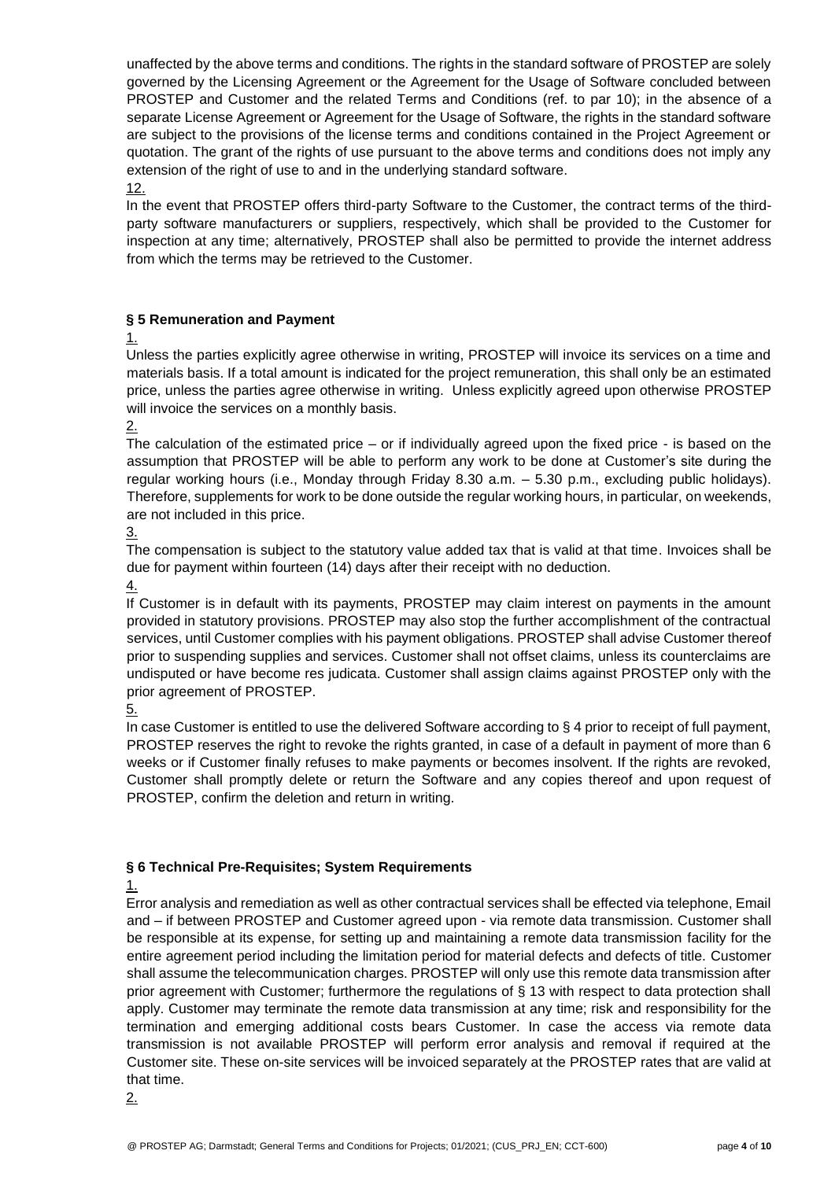unaffected by the above terms and conditions. The rights in the standard software of PROSTEP are solely governed by the Licensing Agreement or the Agreement for the Usage of Software concluded between PROSTEP and Customer and the related Terms and Conditions (ref. to par 10); in the absence of a separate License Agreement or Agreement for the Usage of Software, the rights in the standard software are subject to the provisions of the license terms and conditions contained in the Project Agreement or quotation. The grant of the rights of use pursuant to the above terms and conditions does not imply any extension of the right of use to and in the underlying standard software.

12.

In the event that PROSTEP offers third-party Software to the Customer, the contract terms of the third-party software manufacturers or suppliers, respectively, which shall be provided to the Customer for inspection at any time; alternatively, PROSTEP shall also be permitted to provide the internet address from which the terms may be retrieved to the Customer.

### § 5 Remuneration and Payment

1.

Unless the parties explicitly agree otherwise in writing, PROSTEP will invoice its services on a time and materials basis. If a total amount is indicated for the project remuneration, this shall only be an estimated price, unless the parties agree otherwise in writing. Unless explicitly agreed upon otherwise PROSTEP will invoice the services on a monthly basis.

2.

The calculation of the estimated price – or if individually agreed upon the fixed price - is based on the assumption that PROSTEP will be able to perform any work to be done at Customer's site during the regular working hours (i.e., Monday through Friday 8.30 a.m. – 5.30 p.m., excluding public holidays). Therefore, supplements for work to be done outside the regular working hours, in particular, on weekends, are not included in this price.

3.

The compensation is subject to the statutory value added tax that is valid at that time. Invoices shall be due for payment within fourteen (14) days after their receipt with no deduction.

4.

If Customer is in default with its payments, PROSTEP may claim interest on payments in the amount provided in statutory provisions. PROSTEP may also stop the further accomplishment of the contractual services, until Customer complies with his payment obligations. PROSTEP shall advise Customer thereof prior to suspending supplies and services. Customer shall not offset claims, unless its counterclaims are undisputed or have become res judicata. Customer shall assign claims against PROSTEP only with the prior agreement of PROSTEP.

5.

In case Customer is entitled to use the delivered Software according to § 4 prior to receipt of full payment, PROSTEP reserves the right to revoke the rights granted, in case of a default in payment of more than 6 weeks or if Customer finally refuses to make payments or becomes insolvent. If the rights are revoked, Customer shall promptly delete or return the Software and any copies thereof and upon request of PROSTEP, confirm the deletion and return in writing.

### § 6 Technical Pre-Requisites; System Requirements

1.

Error analysis and remediation as well as other contractual services shall be effected via telephone, Email and – if between PROSTEP and Customer agreed upon - via remote data transmission. Customer shall be responsible at its expense, for setting up and maintaining a remote data transmission facility for the entire agreement period including the limitation period for material defects and defects of title. Customer shall assume the telecommunication charges. PROSTEP will only use this remote data transmission after prior agreement with Customer; furthermore the regulations of § 13 with respect to data protection shall apply. Customer may terminate the remote data transmission at any time; risk and responsibility for the termination and emerging additional costs bears Customer. In case the access via remote data transmission is not available PROSTEP will perform error analysis and removal if required at the Customer site. These on-site services will be invoiced separately at the PROSTEP rates that are valid at that time.

2.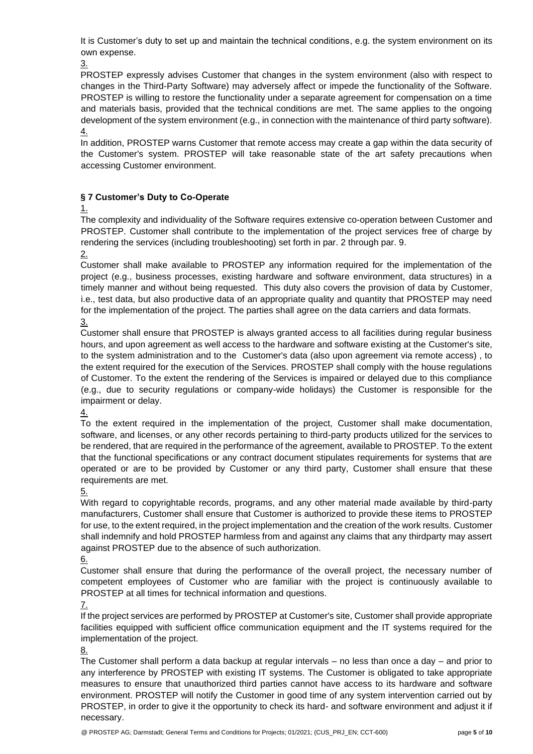It is Customer's duty to set up and maintain the technical conditions, e.g. the system environment on its own expense.

3.

PROSTEP expressly advises Customer that changes in the system environment (also with respect to changes in the Third-Party Software) may adversely affect or impede the functionality of the Software. PROSTEP is willing to restore the functionality under a separate agreement for compensation on a time and materials basis, provided that the technical conditions are met. The same applies to the ongoing development of the system environment (e.g., in connection with the maintenance of third party software).

4.

In addition, PROSTEP warns Customer that remote access may create a gap within the data security of the Customer's system. PROSTEP will take reasonable state of the art safety precautions when accessing Customer environment.

## § 7 Customer's Duty to Co-Operate

1.

The complexity and individuality of the Software requires extensive co-operation between Customer and PROSTEP. Customer shall contribute to the implementation of the project services free of charge by rendering the services (including troubleshooting) set forth in par. 2 through par. 9.

2.

Customer shall make available to PROSTEP any information required for the implementation of the project (e.g., business processes, existing hardware and software environment, data structures) in a timely manner and without being requested. This duty also covers the provision of data by Customer, i.e., test data, but also productive data of an appropriate quality and quantity that PROSTEP may need for the implementation of the project. The parties shall agree on the data carriers and data formats.

3.

Customer shall ensure that PROSTEP is always granted access to all facilities during regular business hours, and upon agreement as well access to the hardware and software existing at the Customer's site, to the system administration and to the Customer's data (also upon agreement via remote access) , to the extent required for the execution of the Services. PROSTEP shall comply with the house regulations of Customer. To the extent the rendering of the Services is impaired or delayed due to this compliance (e.g., due to security regulations or company-wide holidays) the Customer is responsible for the impairment or delay.

4.

To the extent required in the implementation of the project, Customer shall make documentation, software, and licenses, or any other records pertaining to third-party products utilized for the services to be rendered, that are required in the performance of the agreement, available to PROSTEP. To the extent that the functional specifications or any contract document stipulates requirements for systems that are operated or are to be provided by Customer or any third party, Customer shall ensure that these requirements are met.

5.

With regard to copyrightable records, programs, and any other material made available by third-party manufacturers, Customer shall ensure that Customer is authorized to provide these items to PROSTEP for use, to the extent required, in the project implementation and the creation of the work results. Customer shall indemnify and hold PROSTEP harmless from and against any claims that any thirdparty may assert against PROSTEP due to the absence of such authorization.

6.

Customer shall ensure that during the performance of the overall project, the necessary number of competent employees of Customer who are familiar with the project is continuously available to PROSTEP at all times for technical information and questions.

7.

If the project services are performed by PROSTEP at Customer's site, Customer shall provide appropriate facilities equipped with sufficient office communication equipment and the IT systems required for the implementation of the project.

8.

The Customer shall perform a data backup at regular intervals – no less than once a day – and prior to any interference by PROSTEP with existing IT systems. The Customer is obligated to take appropriate measures to ensure that unauthorized third parties cannot have access to its hardware and software environment. PROSTEP will notify the Customer in good time of any system intervention carried out by PROSTEP, in order to give it the opportunity to check its hard- and software environment and adjust it if necessary.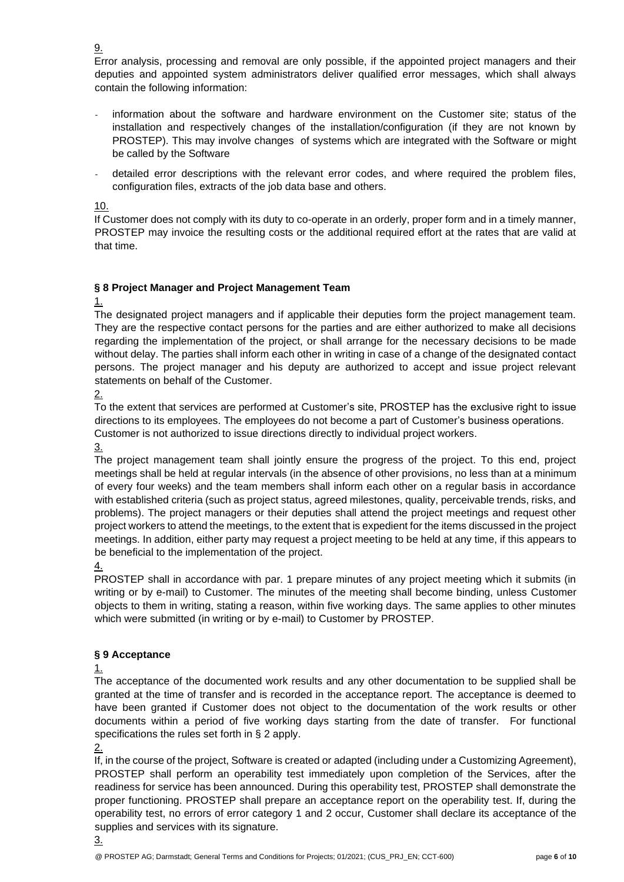9.

Error analysis, processing and removal are only possible, if the appointed project managers and their deputies and appointed system administrators deliver qualified error messages, which shall always contain the following information:

- information about the software and hardware environment on the Customer site; status of the installation and respectively changes of the installation/configuration (if they are not known by PROSTEP). This may involve changes of systems which are integrated with the Software or might be called by the Software
- detailed error descriptions with the relevant error codes, and where required the problem files, configuration files, extracts of the job data base and others.

10.

If Customer does not comply with its duty to co-operate in an orderly, proper form and in a timely manner, PROSTEP may invoice the resulting costs or the additional required effort at the rates that are valid at that time.

### § 8 Project Manager and Project Management Team

1.

The designated project managers and if applicable their deputies form the project management team. They are the respective contact persons for the parties and are either authorized to make all decisions regarding the implementation of the project, or shall arrange for the necessary decisions to be made without delay. The parties shall inform each other in writing in case of a change of the designated contact persons. The project manager and his deputy are authorized to accept and issue project relevant statements on behalf of the Customer.

2.

To the extent that services are performed at Customer's site, PROSTEP has the exclusive right to issue directions to its employees. The employees do not become a part of Customer's business operations. Customer is not authorized to issue directions directly to individual project workers.

3.

The project management team shall jointly ensure the progress of the project. To this end, project meetings shall be held at regular intervals (in the absence of other provisions, no less than at a minimum of every four weeks) and the team members shall inform each other on a regular basis in accordance with established criteria (such as project status, agreed milestones, quality, perceivable trends, risks, and problems). The project managers or their deputies shall attend the project meetings and request other project workers to attend the meetings, to the extent that is expedient for the items discussed in the project meetings. In addition, either party may request a project meeting to be held at any time, if this appears to be beneficial to the implementation of the project.

4.

PROSTEP shall in accordance with par. 1 prepare minutes of any project meeting which it submits (in writing or by e-mail) to Customer. The minutes of the meeting shall become binding, unless Customer objects to them in writing, stating a reason, within five working days. The same applies to other minutes which were submitted (in writing or by e-mail) to Customer by PROSTEP.

### § 9 Acceptance

1.

The acceptance of the documented work results and any other documentation to be supplied shall be granted at the time of transfer and is recorded in the acceptance report. The acceptance is deemed to have been granted if Customer does not object to the documentation of the work results or other documents within a period of five working days starting from the date of transfer. For functional specifications the rules set forth in § 2 apply.

2.

If, in the course of the project, Software is created or adapted (including under a Customizing Agreement), PROSTEP shall perform an operability test immediately upon completion of the Services, after the readiness for service has been announced. During this operability test, PROSTEP shall demonstrate the proper functioning. PROSTEP shall prepare an acceptance report on the operability test. If, during the operability test, no errors of error category 1 and 2 occur, Customer shall declare its acceptance of the supplies and services with its signature.

3.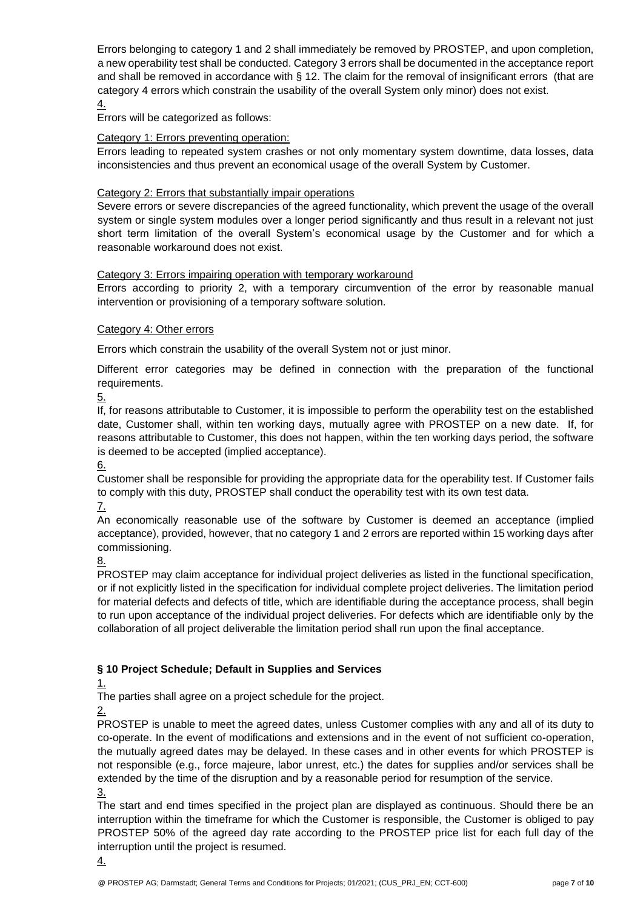Errors belonging to category 1 and 2 shall immediately be removed by PROSTEP, and upon completion, a new operability test shall be conducted. Category 3 errors shall be documented in the acceptance report and shall be removed in accordance with § 12. The claim for the removal of insignificant errors (that are category 4 errors which constrain the usability of the overall System only minor) does not exist.

4.

Errors will be categorized as follows:

Category 1: Errors preventing operation:

Errors leading to repeated system crashes or not only momentary system downtime, data losses, data inconsistencies and thus prevent an economical usage of the overall System by Customer.

Category 2: Errors that substantially impair operations

Severe errors or severe discrepancies of the agreed functionality, which prevent the usage of the overall system or single system modules over a longer period significantly and thus result in a relevant not just short term limitation of the overall System's economical usage by the Customer and for which a reasonable workaround does not exist.

Category 3: Errors impairing operation with temporary workaround

Errors according to priority 2, with a temporary circumvention of the error by reasonable manual intervention or provisioning of a temporary software solution.

Category 4: Other errors

Errors which constrain the usability of the overall System not or just minor.

Different error categories may be defined in connection with the preparation of the functional requirements.

5.

If, for reasons attributable to Customer, it is impossible to perform the operability test on the established date, Customer shall, within ten working days, mutually agree with PROSTEP on a new date. If, for reasons attributable to Customer, this does not happen, within the ten working days period, the software is deemed to be accepted (implied acceptance).

6.

Customer shall be responsible for providing the appropriate data for the operability test. If Customer fails to comply with this duty, PROSTEP shall conduct the operability test with its own test data.

7.

An economically reasonable use of the software by Customer is deemed an acceptance (implied acceptance), provided, however, that no category 1 and 2 errors are reported within 15 working days after commissioning.

8.

PROSTEP may claim acceptance for individual project deliveries as listed in the functional specification, or if not explicitly listed in the specification for individual complete project deliveries. The limitation period for material defects and defects of title, which are identifiable during the acceptance process, shall begin to run upon acceptance of the individual project deliveries. For defects which are identifiable only by the collaboration of all project deliverable the limitation period shall run upon the final acceptance.

## § 10 Project Schedule; Default in Supplies and Services

1.

The parties shall agree on a project schedule for the project.

2.

PROSTEP is unable to meet the agreed dates, unless Customer complies with any and all of its duty to co-operate. In the event of modifications and extensions and in the event of not sufficient co-operation, the mutually agreed dates may be delayed. In these cases and in other events for which PROSTEP is not responsible (e.g., force majeure, labor unrest, etc.) the dates for supplies and/or services shall be extended by the time of the disruption and by a reasonable period for resumption of the service.

3.

The start and end times specified in the project plan are displayed as continuous. Should there be an interruption within the timeframe for which the Customer is responsible, the Customer is obliged to pay PROSTEP 50% of the agreed day rate according to the PROSTEP price list for each full day of the interruption until the project is resumed.

4.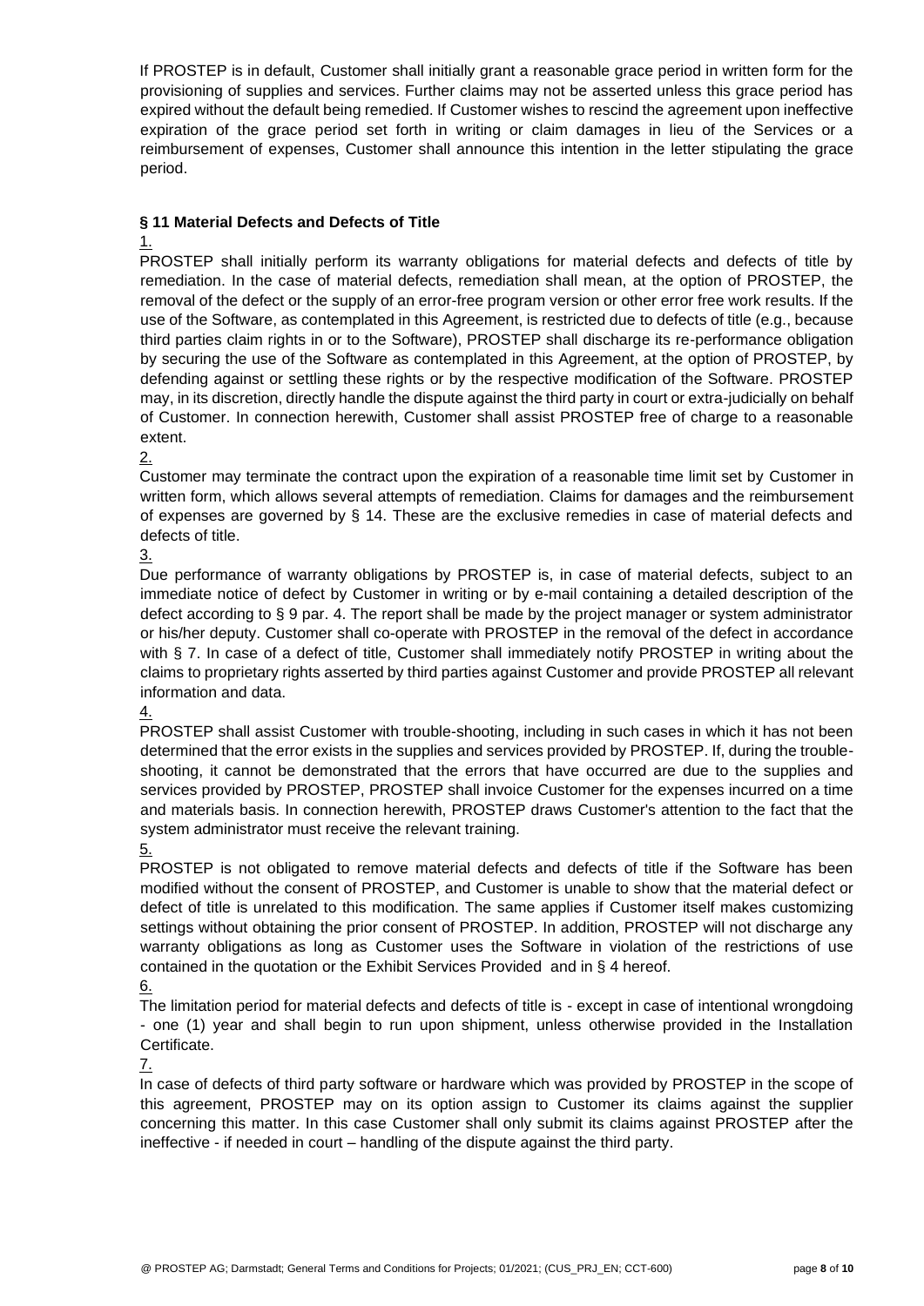If PROSTEP is in default, Customer shall initially grant a reasonable grace period in written form for the provisioning of supplies and services. Further claims may not be asserted unless this grace period has expired without the default being remedied. If Customer wishes to rescind the agreement upon ineffective expiration of the grace period set forth in writing or claim damages in lieu of the Services or a reimbursement of expenses, Customer shall announce this intention in the letter stipulating the grace period.

### § 11 Material Defects and Defects of Title

1.

PROSTEP shall initially perform its warranty obligations for material defects and defects of title by remediation. In the case of material defects, remediation shall mean, at the option of PROSTEP, the removal of the defect or the supply of an error-free program version or other error free work results. If the use of the Software, as contemplated in this Agreement, is restricted due to defects of title (e.g., because third parties claim rights in or to the Software), PROSTEP shall discharge its re-performance obligation by securing the use of the Software as contemplated in this Agreement, at the option of PROSTEP, by defending against or settling these rights or by the respective modification of the Software. PROSTEP may, in its discretion, directly handle the dispute against the third party in court or extra-judicially on behalf of Customer. In connection herewith, Customer shall assist PROSTEP free of charge to a reasonable extent.

2.

Customer may terminate the contract upon the expiration of a reasonable time limit set by Customer in written form, which allows several attempts of remediation. Claims for damages and the reimbursement of expenses are governed by § 14. These are the exclusive remedies in case of material defects and defects of title.

3.

Due performance of warranty obligations by PROSTEP is, in case of material defects, subject to an immediate notice of defect by Customer in writing or by e-mail containing a detailed description of the defect according to § 9 par. 4. The report shall be made by the project manager or system administrator or his/her deputy. Customer shall co-operate with PROSTEP in the removal of the defect in accordance with § 7. In case of a defect of title, Customer shall immediately notify PROSTEP in writing about the claims to proprietary rights asserted by third parties against Customer and provide PROSTEP all relevant information and data.

4.

PROSTEP shall assist Customer with trouble-shooting, including in such cases in which it has not been determined that the error exists in the supplies and services provided by PROSTEP. If, during the trouble-shooting, it cannot be demonstrated that the errors that have occurred are due to the supplies and services provided by PROSTEP, PROSTEP shall invoice Customer for the expenses incurred on a time and materials basis. In connection herewith, PROSTEP draws Customer's attention to the fact that the system administrator must receive the relevant training.

5.

PROSTEP is not obligated to remove material defects and defects of title if the Software has been modified without the consent of PROSTEP, and Customer is unable to show that the material defect or defect of title is unrelated to this modification. The same applies if Customer itself makes customizing settings without obtaining the prior consent of PROSTEP. In addition, PROSTEP will not discharge any warranty obligations as long as Customer uses the Software in violation of the restrictions of use contained in the quotation or the Exhibit Services Provided and in § 4 hereof.

6.

The limitation period for material defects and defects of title is - except in case of intentional wrongdoing - one (1) year and shall begin to run upon shipment, unless otherwise provided in the Installation Certificate.

7.

In case of defects of third party software or hardware which was provided by PROSTEP in the scope of this agreement, PROSTEP may on its option assign to Customer its claims against the supplier concerning this matter. In this case Customer shall only submit its claims against PROSTEP after the ineffective - if needed in court – handling of the dispute against the third party.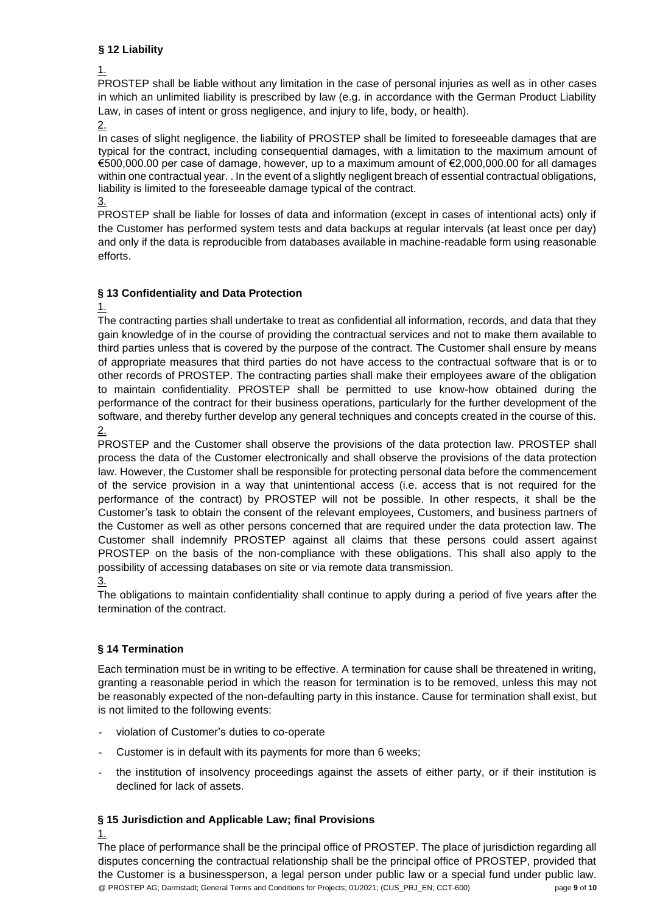## § 12 Liability

1.
PROSTEP shall be liable without any limitation in the case of personal injuries as well as in other cases in which an unlimited liability is prescribed by law (e.g. in accordance with the German Product Liability Law, in cases of intent or gross negligence, and injury to life, body, or health).

2.
In cases of slight negligence, the liability of PROSTEP shall be limited to foreseeable damages that are typical for the contract, including consequential damages, with a limitation to the maximum amount of €500,000.00 per case of damage, however, up to a maximum amount of €2,000,000.00 for all damages within one contractual year. . In the event of a slightly negligent breach of essential contractual obligations, liability is limited to the foreseeable damage typical of the contract.

3.
PROSTEP shall be liable for losses of data and information (except in cases of intentional acts) only if the Customer has performed system tests and data backups at regular intervals (at least once per day) and only if the data is reproducible from databases available in machine-readable form using reasonable efforts.

## § 13 Confidentiality and Data Protection

1.
The contracting parties shall undertake to treat as confidential all information, records, and data that they gain knowledge of in the course of providing the contractual services and not to make them available to third parties unless that is covered by the purpose of the contract. The Customer shall ensure by means of appropriate measures that third parties do not have access to the contractual software that is or to other records of PROSTEP. The contracting parties shall make their employees aware of the obligation to maintain confidentiality. PROSTEP shall be permitted to use know-how obtained during the performance of the contract for their business operations, particularly for the further development of the software, and thereby further develop any general techniques and concepts created in the course of this.

2.
PROSTEP and the Customer shall observe the provisions of the data protection law. PROSTEP shall process the data of the Customer electronically and shall observe the provisions of the data protection law. However, the Customer shall be responsible for protecting personal data before the commencement of the service provision in a way that unintentional access (i.e. access that is not required for the performance of the contract) by PROSTEP will not be possible. In other respects, it shall be the Customer's task to obtain the consent of the relevant employees, Customers, and business partners of the Customer as well as other persons concerned that are required under the data protection law. The Customer shall indemnify PROSTEP against all claims that these persons could assert against PROSTEP on the basis of the non-compliance with these obligations. This shall also apply to the possibility of accessing databases on site or via remote data transmission.

3.
The obligations to maintain confidentiality shall continue to apply during a period of five years after the termination of the contract.

## § 14 Termination

Each termination must be in writing to be effective. A termination for cause shall be threatened in writing, granting a reasonable period in which the reason for termination is to be removed, unless this may not be reasonably expected of the non-defaulting party in this instance. Cause for termination shall exist, but is not limited to the following events:

- violation of Customer's duties to co-operate
- Customer is in default with its payments for more than 6 weeks;
- the institution of insolvency proceedings against the assets of either party, or if their institution is declined for lack of assets.

## § 15 Jurisdiction and Applicable Law; final Provisions

1.
The place of performance shall be the principal office of PROSTEP. The place of jurisdiction regarding all disputes concerning the contractual relationship shall be the principal office of PROSTEP, provided that the Customer is a businessperson, a legal person under public law or a special fund under public law.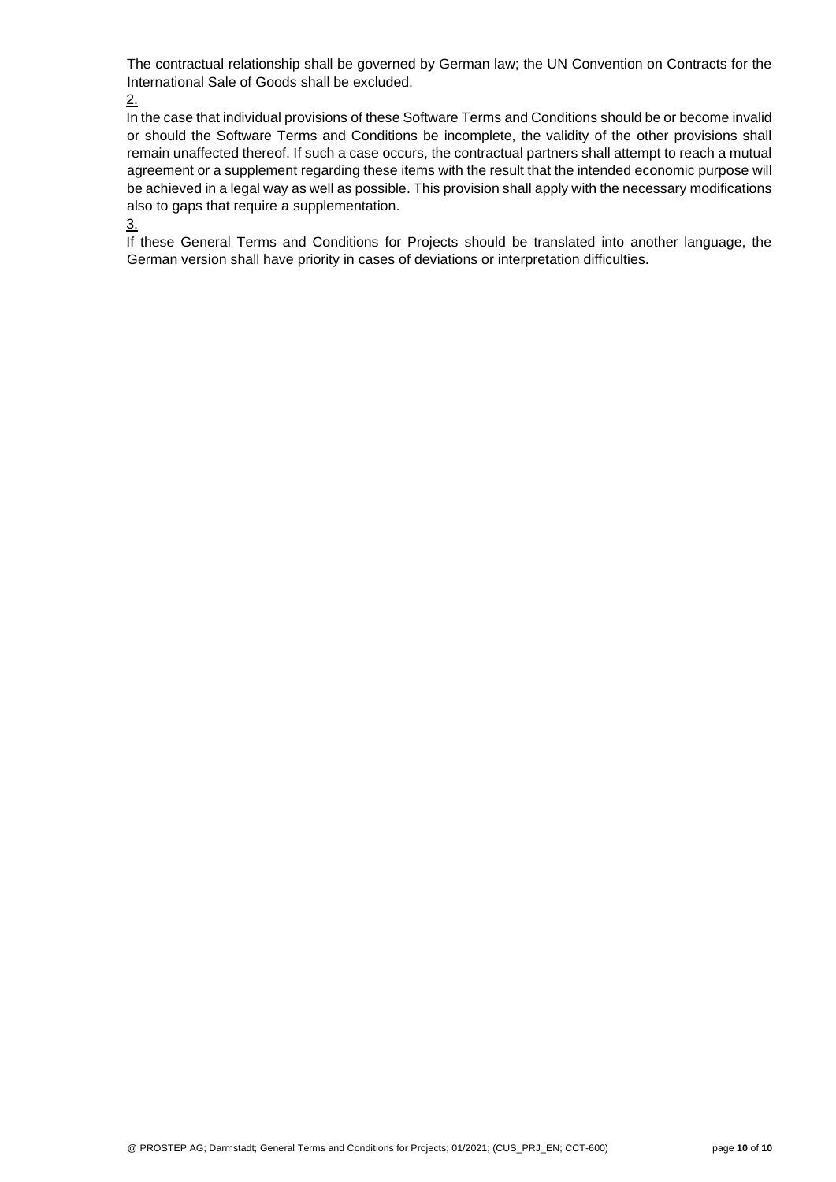The contractual relationship shall be governed by German law; the UN Convention on Contracts for the International Sale of Goods shall be excluded.

2.

In the case that individual provisions of these Software Terms and Conditions should be or become invalid or should the Software Terms and Conditions be incomplete, the validity of the other provisions shall remain unaffected thereof. If such a case occurs, the contractual partners shall attempt to reach a mutual agreement or a supplement regarding these items with the result that the intended economic purpose will be achieved in a legal way as well as possible. This provision shall apply with the necessary modifications also to gaps that require a supplementation.

3.

If these General Terms and Conditions for Projects should be translated into another language, the German version shall have priority in cases of deviations or interpretation difficulties.